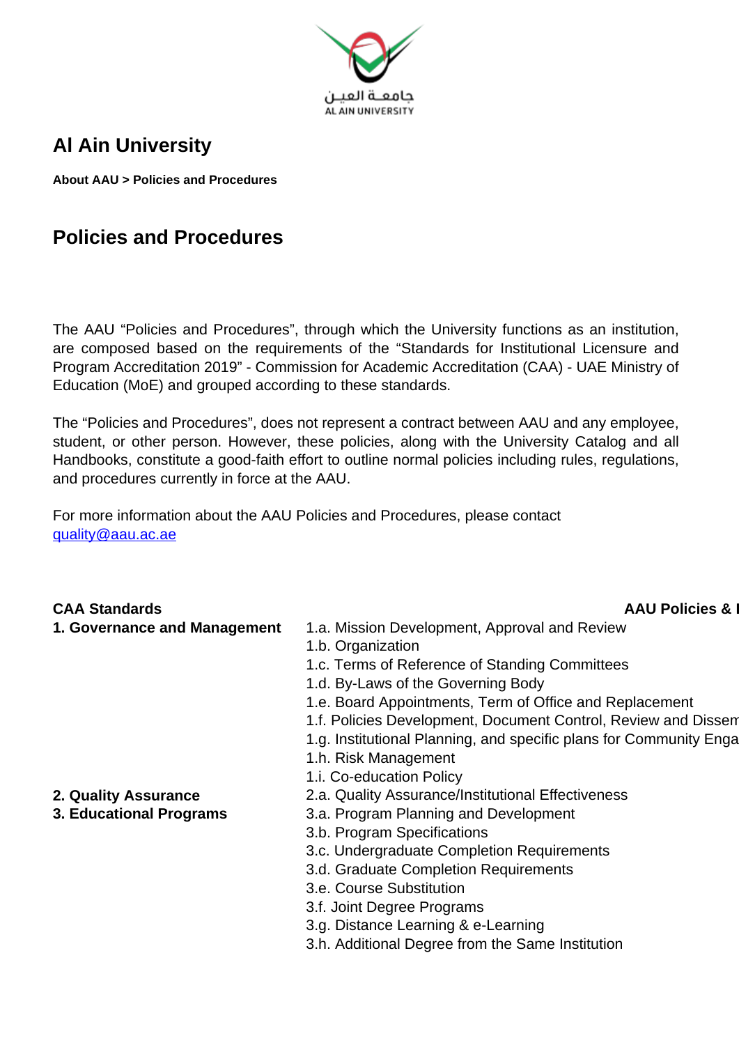جامعــة العيــن
AL AIN UNIVERSITY

# Al Ain University

**About AAU > Policies and Procedures**

## Policies and Procedures

The AAU "Policies and Procedures", through which the University functions as an institution, are composed based on the requirements of the "Standards for Institutional Licensure and Program Accreditation 2019" - Commission for Academic Accreditation (CAA) - UAE Ministry of Education (MoE) and grouped according to these standards.

The "Policies and Procedures", does not represent a contract between AAU and any employee, student, or other person. However, these policies, along with the University Catalog and all Handbooks, constitute a good-faith effort to outline normal policies including rules, regulations, and procedures currently in force at the AAU.

For more information about the AAU Policies and Procedures, please contact quality@aau.ac.ae

| CAA Standards | AAU Policies & I |
|---|---|
| **1. Governance and Management** | 1.a. Mission Development, Approval and Review |
| | 1.b. Organization |
| | 1.c. Terms of Reference of Standing Committees |
| | 1.d. By-Laws of the Governing Body |
| | 1.e. Board Appointments, Term of Office and Replacement |
| | 1.f. Policies Development, Document Control, Review and Dissem |
| | 1.g. Institutional Planning, and specific plans for Community Enga |
| | 1.h. Risk Management |
| | 1.i. Co-education Policy |
| **2. Quality Assurance** | 2.a. Quality Assurance/Institutional Effectiveness |
| **3. Educational Programs** | 3.a. Program Planning and Development |
| | 3.b. Program Specifications |
| | 3.c. Undergraduate Completion Requirements |
| | 3.d. Graduate Completion Requirements |
| | 3.e. Course Substitution |
| | 3.f. Joint Degree Programs |
| | 3.g. Distance Learning & e-Learning |
| | 3.h. Additional Degree from the Same Institution |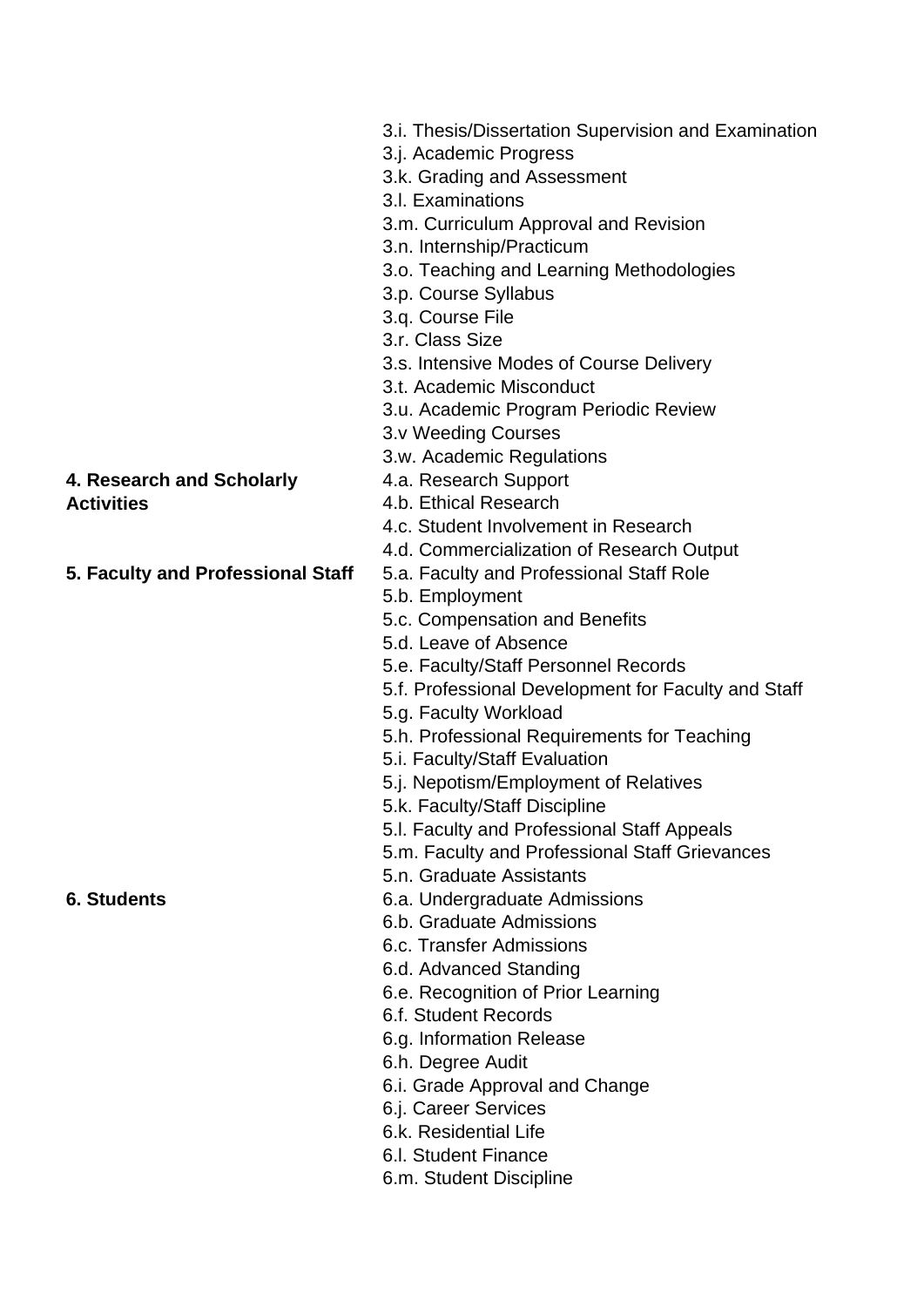- 3.i. Thesis/Dissertation Supervision and Examination
- 3.j. Academic Progress
- 3.k. Grading and Assessment
- 3.l. Examinations
- 3.m. Curriculum Approval and Revision
- 3.n. Internship/Practicum
- 3.o. Teaching and Learning Methodologies
- 3.p. Course Syllabus
- 3.q. Course File
- 3.r. Class Size
- 3.s. Intensive Modes of Course Delivery
- 3.t. Academic Misconduct
- 3.u. Academic Program Periodic Review
- 3.v Weeding Courses
- 3.w. Academic Regulations

**4. Research and Scholarly Activities**

- 4.a. Research Support
- 4.b. Ethical Research
- 4.c. Student Involvement in Research
- 4.d. Commercialization of Research Output

**5. Faculty and Professional Staff**

- 5.a. Faculty and Professional Staff Role
- 5.b. Employment
- 5.c. Compensation and Benefits
- 5.d. Leave of Absence
- 5.e. Faculty/Staff Personnel Records
- 5.f. Professional Development for Faculty and Staff
- 5.g. Faculty Workload
- 5.h. Professional Requirements for Teaching
- 5.i. Faculty/Staff Evaluation
- 5.j. Nepotism/Employment of Relatives
- 5.k. Faculty/Staff Discipline
- 5.l. Faculty and Professional Staff Appeals
- 5.m. Faculty and Professional Staff Grievances
- 5.n. Graduate Assistants

**6. Students**

- 6.a. Undergraduate Admissions
- 6.b. Graduate Admissions
- 6.c. Transfer Admissions
- 6.d. Advanced Standing
- 6.e. Recognition of Prior Learning
- 6.f. Student Records
- 6.g. Information Release
- 6.h. Degree Audit
- 6.i. Grade Approval and Change
- 6.j. Career Services
- 6.k. Residential Life
- 6.l. Student Finance
- 6.m. Student Discipline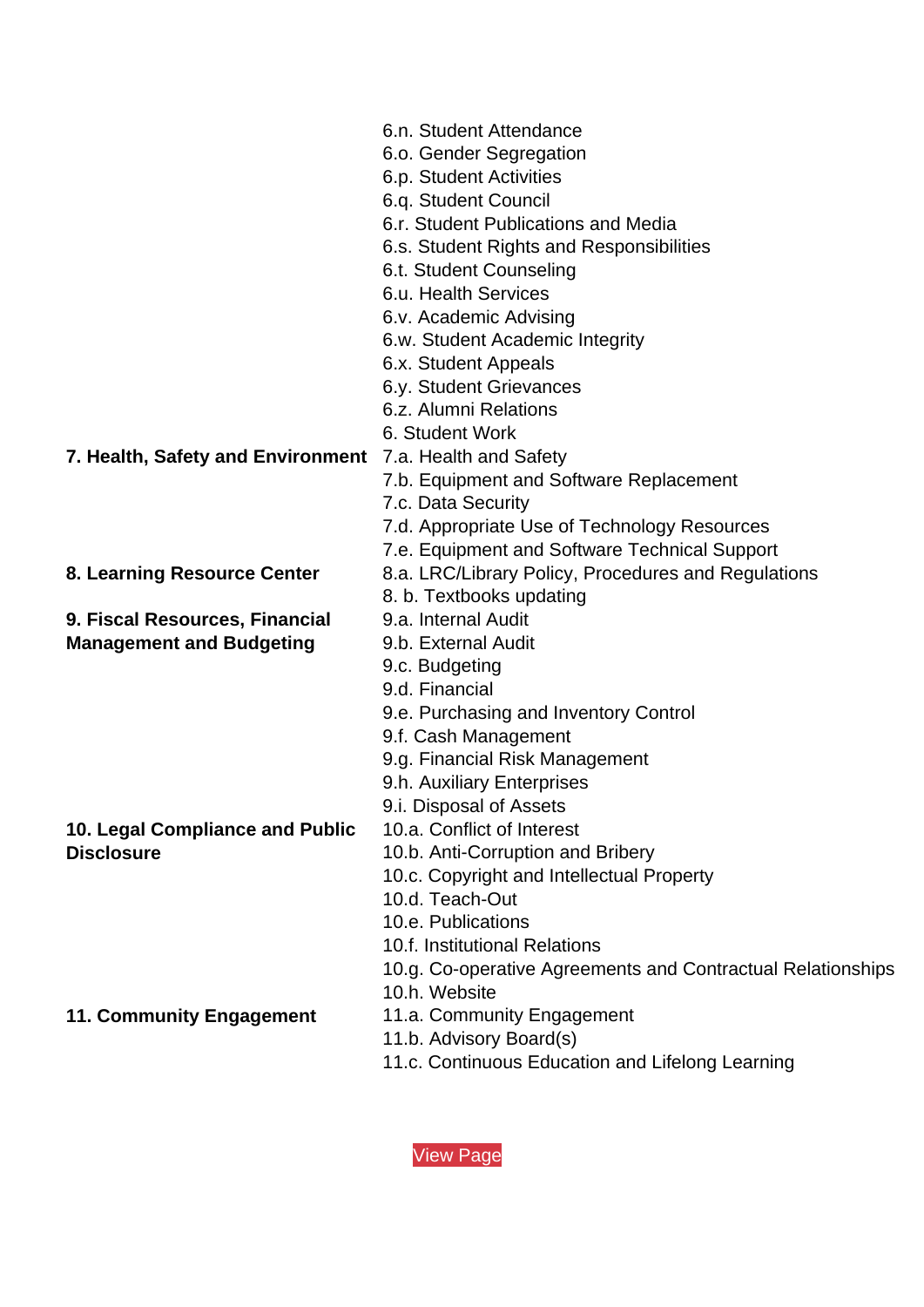| | |
|---|---|
| | 6.n. Student Attendance |
| | 6.o. Gender Segregation |
| | 6.p. Student Activities |
| | 6.q. Student Council |
| | 6.r. Student Publications and Media |
| | 6.s. Student Rights and Responsibilities |
| | 6.t. Student Counseling |
| | 6.u. Health Services |
| | 6.v. Academic Advising |
| | 6.w. Student Academic Integrity |
| | 6.x. Student Appeals |
| | 6.y. Student Grievances |
| | 6.z. Alumni Relations |
| | 6. Student Work |
| **7. Health, Safety and Environment** | 7.a. Health and Safety |
| | 7.b. Equipment and Software Replacement |
| | 7.c. Data Security |
| | 7.d. Appropriate Use of Technology Resources |
| | 7.e. Equipment and Software Technical Support |
| **8. Learning Resource Center** | 8.a. LRC/Library Policy, Procedures and Regulations |
| | 8. b. Textbooks updating |
| **9. Fiscal Resources, Financial Management and Budgeting** | 9.a. Internal Audit |
| | 9.b. External Audit |
| | 9.c. Budgeting |
| | 9.d. Financial |
| | 9.e. Purchasing and Inventory Control |
| | 9.f. Cash Management |
| | 9.g. Financial Risk Management |
| | 9.h. Auxiliary Enterprises |
| | 9.i. Disposal of Assets |
| **10. Legal Compliance and Public Disclosure** | 10.a. Conflict of Interest |
| | 10.b. Anti-Corruption and Bribery |
| | 10.c. Copyright and Intellectual Property |
| | 10.d. Teach-Out |
| | 10.e. Publications |
| | 10.f. Institutional Relations |
| | 10.g. Co-operative Agreements and Contractual Relationships |
| | 10.h. Website |
| **11. Community Engagement** | 11.a. Community Engagement |
| | 11.b. Advisory Board(s) |
| | 11.c. Continuous Education and Lifelong Learning |

View Page